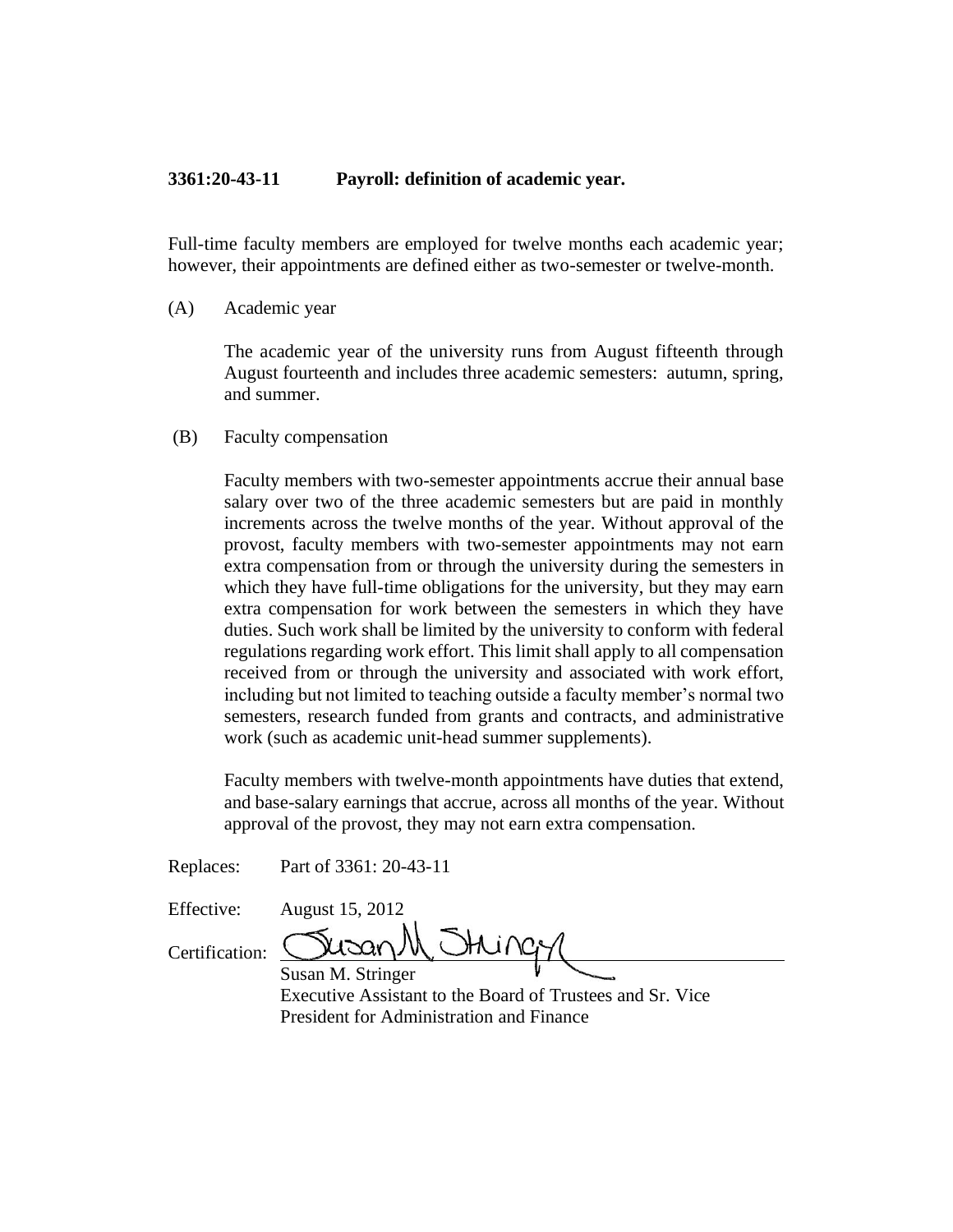**3361:20-43-11 Payroll: definition of academic year.**

Full-time faculty members are employed for twelve months each academic year; however, their appointments are defined either as two-semester or twelve-month.

(A) Academic year

The academic year of the university runs from August fifteenth through August fourteenth and includes three academic semesters: autumn, spring, and summer.

(B) Faculty compensation

Faculty members with two-semester appointments accrue their annual base salary over two of the three academic semesters but are paid in monthly increments across the twelve months of the year. Without approval of the provost, faculty members with two-semester appointments may not earn extra compensation from or through the university during the semesters in which they have full-time obligations for the university, but they may earn extra compensation for work between the semesters in which they have duties. Such work shall be limited by the university to conform with federal regulations regarding work effort. This limit shall apply to all compensation received from or through the university and associated with work effort, including but not limited to teaching outside a faculty member's normal two semesters, research funded from grants and contracts, and administrative work (such as academic unit-head summer supplements).

Faculty members with twelve-month appointments have duties that extend, and base-salary earnings that accrue, across all months of the year. Without approval of the provost, they may not earn extra compensation.

Replaces: Part of 3361: 20-43-11

Effective: August 15, 2012

Certification: Susan M. Stringer

Susan M. Stringer
Executive Assistant to the Board of Trustees and Sr. Vice President for Administration and Finance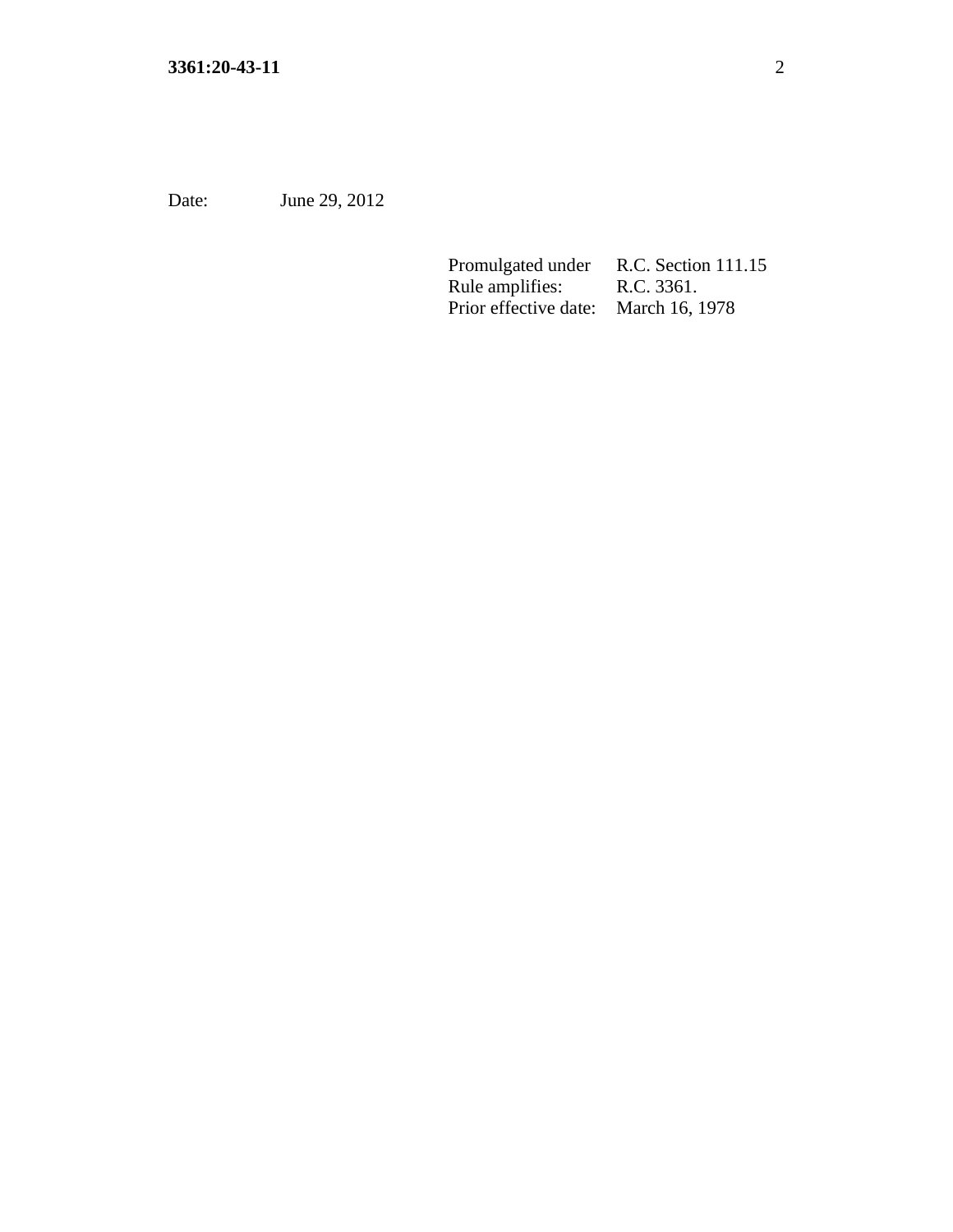Date: June 29, 2012

| | |
|---|---|
| Promulgated under | R.C. Section 111.15 |
| Rule amplifies: | R.C. 3361. |
| Prior effective date: | March 16, 1978 |